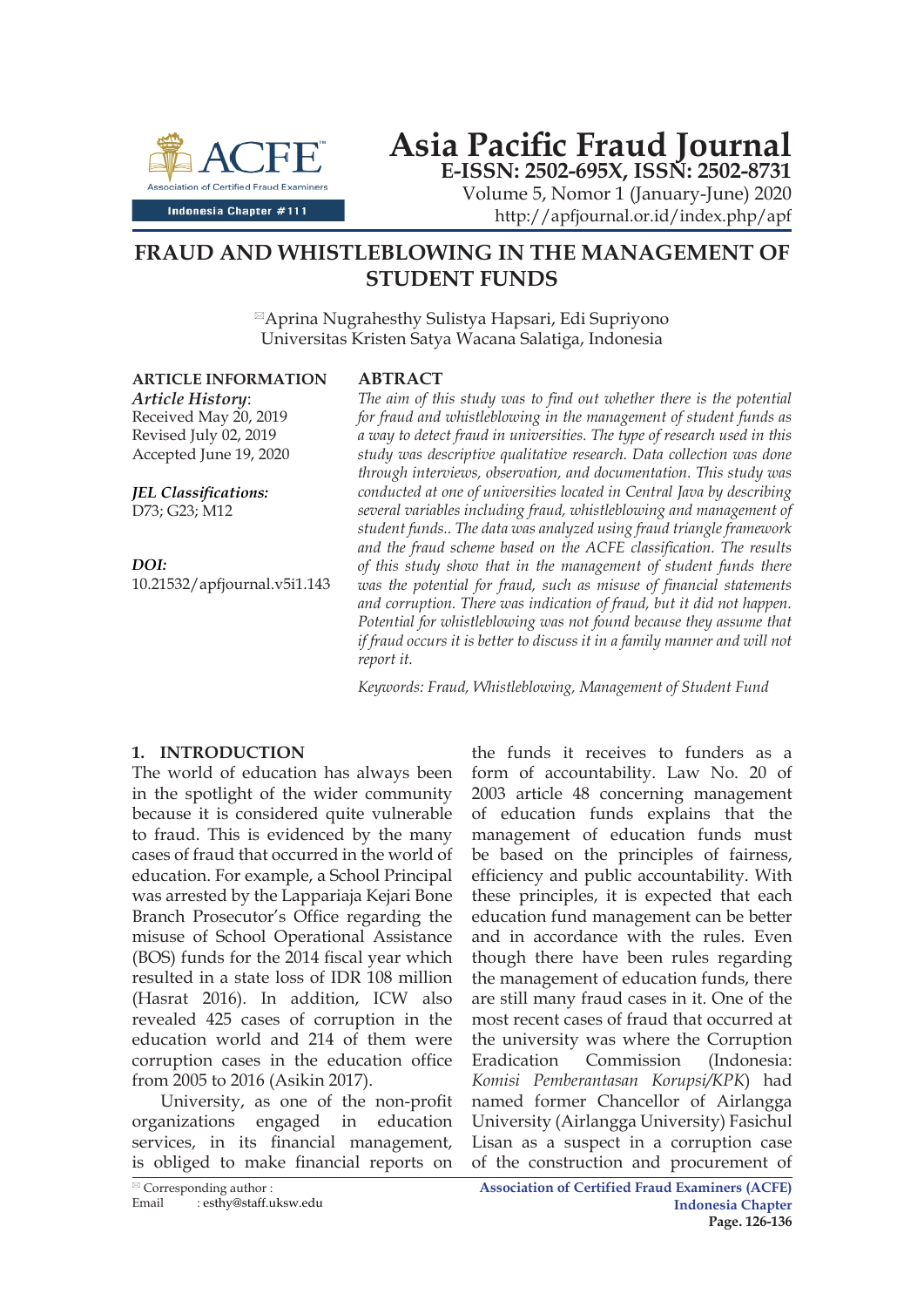# FRAUD AND WHISTLEBLOWING IN THE MANAGEMENT OF STUDENT FUNDS

✉Aprina Nugrahesthy Sulistya Hapsari, Edi Supriyono
Universitas Kristen Satya Wacana Salatiga, Indonesia

**ARTICLE INFORMATION**

***Article History***:
Received May 20, 2019
Revised July 02, 2019
Accepted June 19, 2020

***JEL Classifications:***
D73; G23; M12

***DOI:***
10.21532/apfjournal.v5i1.143

**ABTRACT**

*The aim of this study was to find out whether there is the potential for fraud and whistleblowing in the management of student funds as a way to detect fraud in universities. The type of research used in this study was descriptive qualitative research. Data collection was done through interviews, observation, and documentation. This study was conducted at one of universities located in Central Java by describing several variables including fraud, whistleblowing and management of student funds.. The data was analyzed using fraud triangle framework and the fraud scheme based on the ACFE classification. The results of this study show that in the management of student funds there was the potential for fraud, such as misuse of financial statements and corruption. There was indication of fraud, but it did not happen. Potential for whistleblowing was not found because they assume that if fraud occurs it is better to discuss it in a family manner and will not report it.*

*Keywords: Fraud, Whistleblowing, Management of Student Fund*

## 1. INTRODUCTION

The world of education has always been in the spotlight of the wider community because it is considered quite vulnerable to fraud. This is evidenced by the many cases of fraud that occurred in the world of education. For example, a School Principal was arrested by the Lappariaja Kejari Bone Branch Prosecutor's Office regarding the misuse of School Operational Assistance (BOS) funds for the 2014 fiscal year which resulted in a state loss of IDR 108 million (Hasrat 2016). In addition, ICW also revealed 425 cases of corruption in the education world and 214 of them were corruption cases in the education office from 2005 to 2016 (Asikin 2017).

University, as one of the non-profit organizations engaged in education services, in its financial management, is obliged to make financial reports on the funds it receives to funders as a form of accountability. Law No. 20 of 2003 article 48 concerning management of education funds explains that the management of education funds must be based on the principles of fairness, efficiency and public accountability. With these principles, it is expected that each education fund management can be better and in accordance with the rules. Even though there have been rules regarding the management of education funds, there are still many fraud cases in it. One of the most recent cases of fraud that occurred at the university was where the Corruption Eradication Commission (Indonesia: *Komisi Pemberantasan Korupsi/KPK*) had named former Chancellor of Airlangga University (Airlangga University) Fasichul Lisan as a suspect in a corruption case of the construction and procurement of

✉ Corresponding author :
Email : esthy@staff.uksw.edu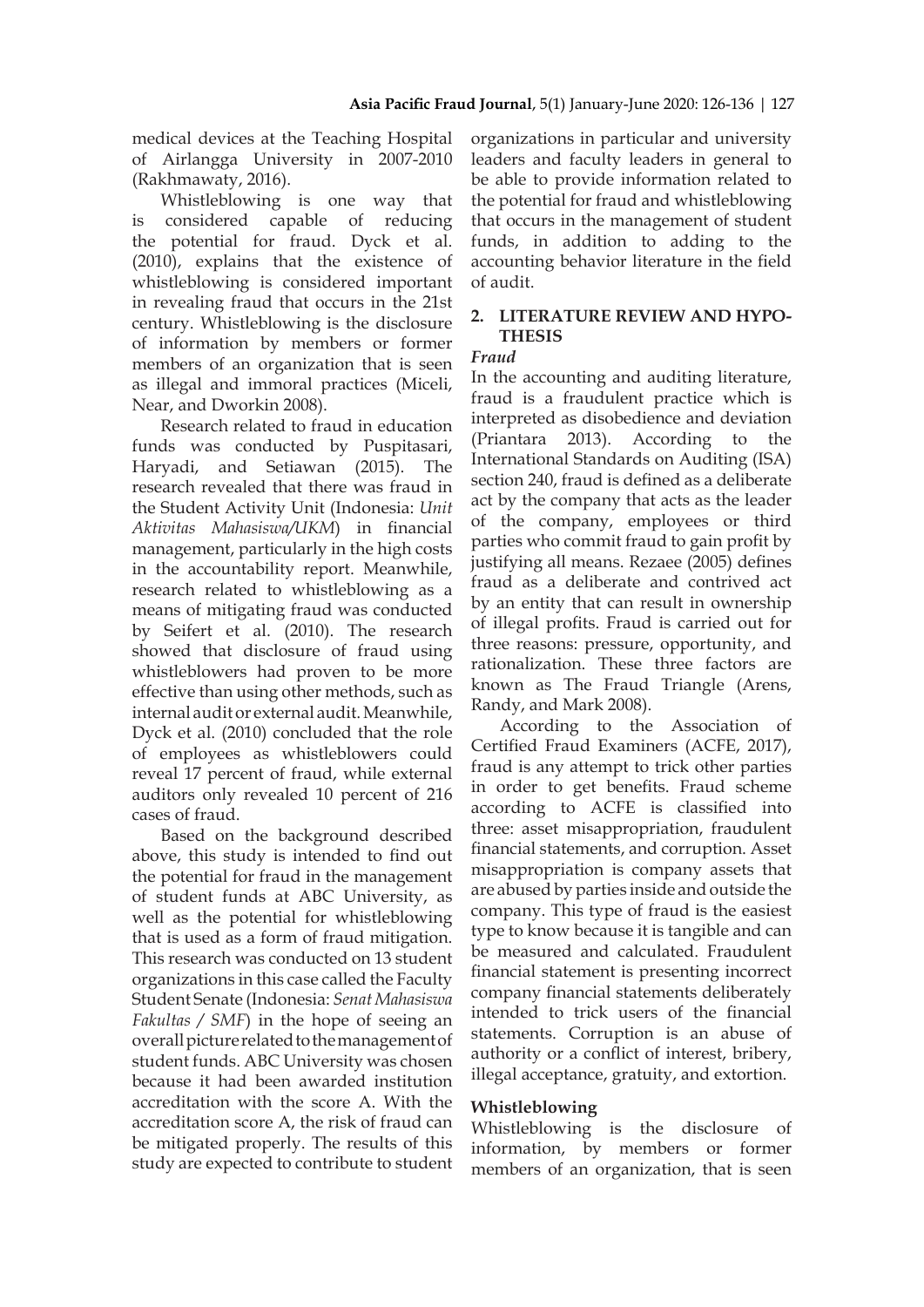medical devices at the Teaching Hospital of Airlangga University in 2007-2010 (Rakhmawaty, 2016).

Whistleblowing is one way that is considered capable of reducing the potential for fraud. Dyck et al. (2010), explains that the existence of whistleblowing is considered important in revealing fraud that occurs in the 21st century. Whistleblowing is the disclosure of information by members or former members of an organization that is seen as illegal and immoral practices (Miceli, Near, and Dworkin 2008).

Research related to fraud in education funds was conducted by Puspitasari, Haryadi, and Setiawan (2015). The research revealed that there was fraud in the Student Activity Unit (Indonesia: *Unit Aktivitas Mahasiswa/UKM*) in financial management, particularly in the high costs in the accountability report. Meanwhile, research related to whistleblowing as a means of mitigating fraud was conducted by Seifert et al. (2010). The research showed that disclosure of fraud using whistleblowers had proven to be more effective than using other methods, such as internal audit or external audit. Meanwhile, Dyck et al. (2010) concluded that the role of employees as whistleblowers could reveal 17 percent of fraud, while external auditors only revealed 10 percent of 216 cases of fraud.

Based on the background described above, this study is intended to find out the potential for fraud in the management of student funds at ABC University, as well as the potential for whistleblowing that is used as a form of fraud mitigation. This research was conducted on 13 student organizations in this case called the Faculty Student Senate (Indonesia: *Senat Mahasiswa Fakultas / SMF*) in the hope of seeing an overall picture related to the management of student funds. ABC University was chosen because it had been awarded institution accreditation with the score A. With the accreditation score A, the risk of fraud can be mitigated properly. The results of this study are expected to contribute to student organizations in particular and university leaders and faculty leaders in general to be able to provide information related to the potential for fraud and whistleblowing that occurs in the management of student funds, in addition to adding to the accounting behavior literature in the field of audit.

## 2. LITERATURE REVIEW AND HYPOTHESIS

### *Fraud*

In the accounting and auditing literature, fraud is a fraudulent practice which is interpreted as disobedience and deviation (Priantara 2013). According to the International Standards on Auditing (ISA) section 240, fraud is defined as a deliberate act by the company that acts as the leader of the company, employees or third parties who commit fraud to gain profit by justifying all means. Rezaee (2005) defines fraud as a deliberate and contrived act by an entity that can result in ownership of illegal profits. Fraud is carried out for three reasons: pressure, opportunity, and rationalization. These three factors are known as The Fraud Triangle (Arens, Randy, and Mark 2008).

According to the Association of Certified Fraud Examiners (ACFE, 2017), fraud is any attempt to trick other parties in order to get benefits. Fraud scheme according to ACFE is classified into three: asset misappropriation, fraudulent financial statements, and corruption. Asset misappropriation is company assets that are abused by parties inside and outside the company. This type of fraud is the easiest type to know because it is tangible and can be measured and calculated. Fraudulent financial statement is presenting incorrect company financial statements deliberately intended to trick users of the financial statements. Corruption is an abuse of authority or a conflict of interest, bribery, illegal acceptance, gratuity, and extortion.

### Whistleblowing

Whistleblowing is the disclosure of information, by members or former members of an organization, that is seen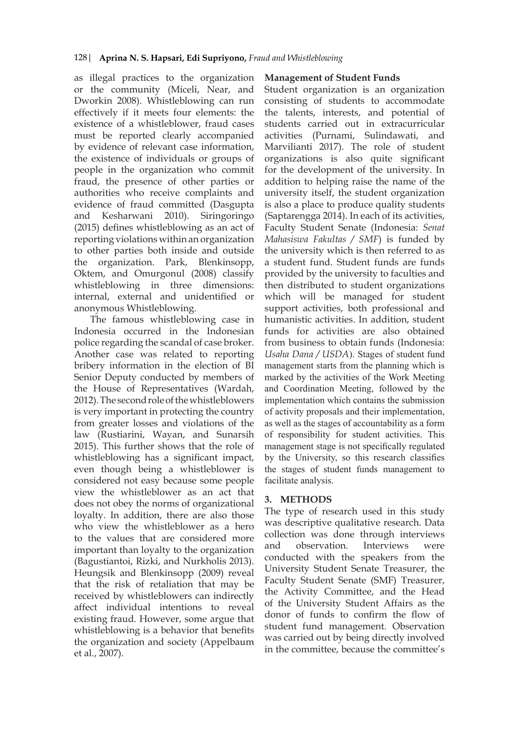as illegal practices to the organization or the community (Miceli, Near, and Dworkin 2008). Whistleblowing can run effectively if it meets four elements: the existence of a whistleblower, fraud cases must be reported clearly accompanied by evidence of relevant case information, the existence of individuals or groups of people in the organization who commit fraud, the presence of other parties or authorities who receive complaints and evidence of fraud committed (Dasgupta and Kesharwani 2010). Siringoringo (2015) defines whistleblowing as an act of reporting violations within an organization to other parties both inside and outside the organization. Park, Blenkinsopp, Oktem, and Omurgonul (2008) classify whistleblowing in three dimensions: internal, external and unidentified or anonymous Whistleblowing.

The famous whistleblowing case in Indonesia occurred in the Indonesian police regarding the scandal of case broker. Another case was related to reporting bribery information in the election of BI Senior Deputy conducted by members of the House of Representatives (Wardah, 2012). The second role of the whistleblowers is very important in protecting the country from greater losses and violations of the law (Rustiarini, Wayan, and Sunarsih 2015). This further shows that the role of whistleblowing has a significant impact, even though being a whistleblower is considered not easy because some people view the whistleblower as an act that does not obey the norms of organizational loyalty. In addition, there are also those who view the whistleblower as a hero to the values that are considered more important than loyalty to the organization (Bagustiantoi, Rizki, and Nurkholis 2013). Heungsik and Blenkinsopp (2009) reveal that the risk of retaliation that may be received by whistleblowers can indirectly affect individual intentions to reveal existing fraud. However, some argue that whistleblowing is a behavior that benefits the organization and society (Appelbaum et al., 2007).

**Management of Student Funds**

Student organization is an organization consisting of students to accommodate the talents, interests, and potential of students carried out in extracurricular activities (Purnami, Sulindawati, and Marvilianti 2017). The role of student organizations is also quite significant for the development of the university. In addition to helping raise the name of the university itself, the student organization is also a place to produce quality students (Saptarengga 2014). In each of its activities, Faculty Student Senate (Indonesia: *Senat Mahasiswa Fakultas / SMF*) is funded by the university which is then referred to as a student fund. Student funds are funds provided by the university to faculties and then distributed to student organizations which will be managed for student support activities, both professional and humanistic activities. In addition, student funds for activities are also obtained from business to obtain funds (Indonesia: *Usaha Dana / USDA*). Stages of student fund management starts from the planning which is marked by the activities of the Work Meeting and Coordination Meeting, followed by the implementation which contains the submission of activity proposals and their implementation, as well as the stages of accountability as a form of responsibility for student activities. This management stage is not specifically regulated by the University, so this research classifies the stages of student funds management to facilitate analysis.

## 3. METHODS

The type of research used in this study was descriptive qualitative research. Data collection was done through interviews and observation. Interviews were conducted with the speakers from the University Student Senate Treasurer, the Faculty Student Senate (SMF) Treasurer, the Activity Committee, and the Head of the University Student Affairs as the donor of funds to confirm the flow of student fund management. Observation was carried out by being directly involved in the committee, because the committee's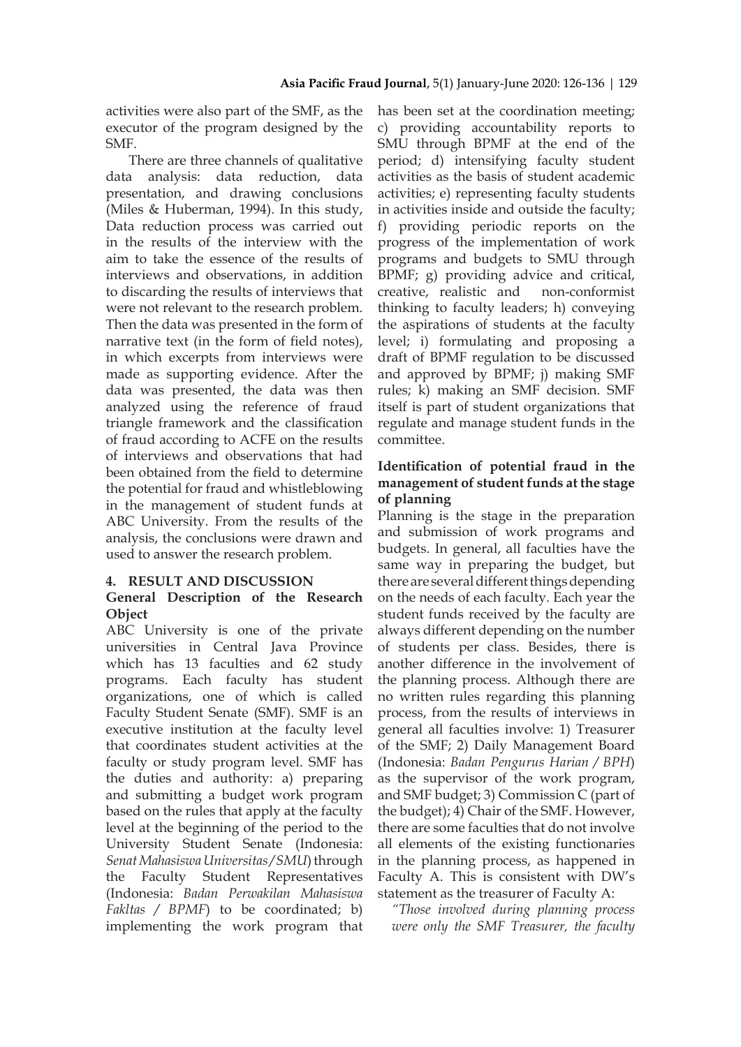activities were also part of the SMF, as the executor of the program designed by the SMF.

There are three channels of qualitative data analysis: data reduction, data presentation, and drawing conclusions (Miles & Huberman, 1994). In this study, Data reduction process was carried out in the results of the interview with the aim to take the essence of the results of interviews and observations, in addition to discarding the results of interviews that were not relevant to the research problem. Then the data was presented in the form of narrative text (in the form of field notes), in which excerpts from interviews were made as supporting evidence. After the data was presented, the data was then analyzed using the reference of fraud triangle framework and the classification of fraud according to ACFE on the results of interviews and observations that had been obtained from the field to determine the potential for fraud and whistleblowing in the management of student funds at ABC University. From the results of the analysis, the conclusions were drawn and used to answer the research problem.

## 4. RESULT AND DISCUSSION

### General Description of the Research Object

ABC University is one of the private universities in Central Java Province which has 13 faculties and 62 study programs. Each faculty has student organizations, one of which is called Faculty Student Senate (SMF). SMF is an executive institution at the faculty level that coordinates student activities at the faculty or study program level. SMF has the duties and authority: a) preparing and submitting a budget work program based on the rules that apply at the faculty level at the beginning of the period to the University Student Senate (Indonesia: *Senat Mahasiswa Universitas/SMU*) through the Faculty Student Representatives (Indonesia: *Badan Perwakilan Mahasiswa Fakltas / BPMF*) to be coordinated; b) implementing the work program that has been set at the coordination meeting; c) providing accountability reports to SMU through BPMF at the end of the period; d) intensifying faculty student activities as the basis of student academic activities; e) representing faculty students in activities inside and outside the faculty; f) providing periodic reports on the progress of the implementation of work programs and budgets to SMU through BPMF; g) providing advice and critical, creative, realistic and non-conformist thinking to faculty leaders; h) conveying the aspirations of students at the faculty level; i) formulating and proposing a draft of BPMF regulation to be discussed and approved by BPMF; j) making SMF rules; k) making an SMF decision. SMF itself is part of student organizations that regulate and manage student funds in the committee.

### Identification of potential fraud in the management of student funds at the stage of planning

Planning is the stage in the preparation and submission of work programs and budgets. In general, all faculties have the same way in preparing the budget, but there are several different things depending on the needs of each faculty. Each year the student funds received by the faculty are always different depending on the number of students per class. Besides, there is another difference in the involvement of the planning process. Although there are no written rules regarding this planning process, from the results of interviews in general all faculties involve: 1) Treasurer of the SMF; 2) Daily Management Board (Indonesia: *Badan Pengurus Harian / BPH*) as the supervisor of the work program, and SMF budget; 3) Commission C (part of the budget); 4) Chair of the SMF. However, there are some faculties that do not involve all elements of the existing functionaries in the planning process, as happened in Faculty A. This is consistent with DW's statement as the treasurer of Faculty A:

*"Those involved during planning process were only the SMF Treasurer, the faculty*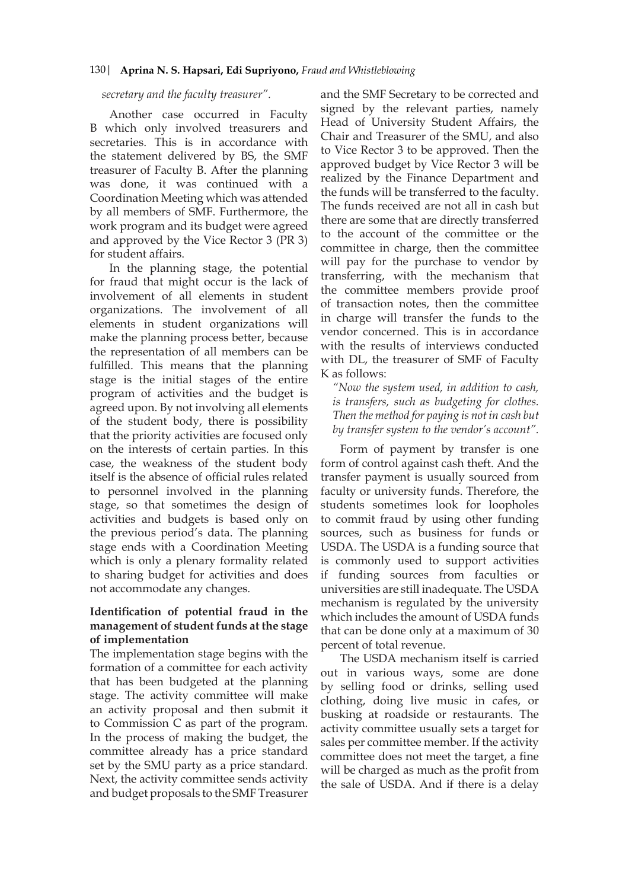*secretary and the faculty treasurer".*

Another case occurred in Faculty B which only involved treasurers and secretaries. This is in accordance with the statement delivered by BS, the SMF treasurer of Faculty B. After the planning was done, it was continued with a Coordination Meeting which was attended by all members of SMF. Furthermore, the work program and its budget were agreed and approved by the Vice Rector 3 (PR 3) for student affairs.

In the planning stage, the potential for fraud that might occur is the lack of involvement of all elements in student organizations. The involvement of all elements in student organizations will make the planning process better, because the representation of all members can be fulfilled. This means that the planning stage is the initial stages of the entire program of activities and the budget is agreed upon. By not involving all elements of the student body, there is possibility that the priority activities are focused only on the interests of certain parties. In this case, the weakness of the student body itself is the absence of official rules related to personnel involved in the planning stage, so that sometimes the design of activities and budgets is based only on the previous period's data. The planning stage ends with a Coordination Meeting which is only a plenary formality related to sharing budget for activities and does not accommodate any changes.

### Identification of potential fraud in the management of student funds at the stage of implementation

The implementation stage begins with the formation of a committee for each activity that has been budgeted at the planning stage. The activity committee will make an activity proposal and then submit it to Commission C as part of the program. In the process of making the budget, the committee already has a price standard set by the SMU party as a price standard. Next, the activity committee sends activity and budget proposals to the SMF Treasurer and the SMF Secretary to be corrected and signed by the relevant parties, namely Head of University Student Affairs, the Chair and Treasurer of the SMU, and also to Vice Rector 3 to be approved. Then the approved budget by Vice Rector 3 will be realized by the Finance Department and the funds will be transferred to the faculty. The funds received are not all in cash but there are some that are directly transferred to the account of the committee or the committee in charge, then the committee will pay for the purchase to vendor by transferring, with the mechanism that the committee members provide proof of transaction notes, then the committee in charge will transfer the funds to the vendor concerned. This is in accordance with the results of interviews conducted with DL, the treasurer of SMF of Faculty K as follows:

*"Now the system used, in addition to cash, is transfers, such as budgeting for clothes. Then the method for paying is not in cash but by transfer system to the vendor's account".*

Form of payment by transfer is one form of control against cash theft. And the transfer payment is usually sourced from faculty or university funds. Therefore, the students sometimes look for loopholes to commit fraud by using other funding sources, such as business for funds or USDA. The USDA is a funding source that is commonly used to support activities if funding sources from faculties or universities are still inadequate. The USDA mechanism is regulated by the university which includes the amount of USDA funds that can be done only at a maximum of 30 percent of total revenue.

The USDA mechanism itself is carried out in various ways, some are done by selling food or drinks, selling used clothing, doing live music in cafes, or busking at roadside or restaurants. The activity committee usually sets a target for sales per committee member. If the activity committee does not meet the target, a fine will be charged as much as the profit from the sale of USDA. And if there is a delay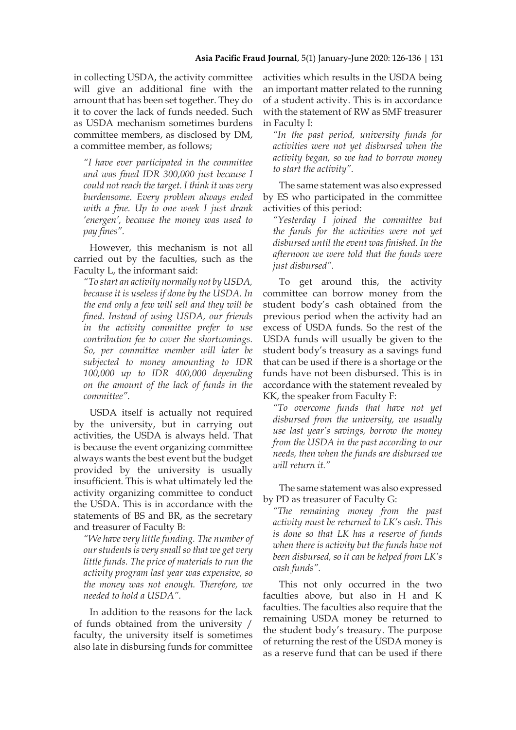in collecting USDA, the activity committee will give an additional fine with the amount that has been set together. They do it to cover the lack of funds needed. Such as USDA mechanism sometimes burdens committee members, as disclosed by DM, a committee member, as follows;

*"I have ever participated in the committee and was fined IDR 300,000 just because I could not reach the target. I think it was very burdensome. Every problem always ended with a fine. Up to one week I just drank 'energen', because the money was used to pay fines".*

However, this mechanism is not all carried out by the faculties, such as the Faculty L, the informant said:

*"To start an activity normally not by USDA, because it is useless if done by the USDA. In the end only a few will sell and they will be fined. Instead of using USDA, our friends in the activity committee prefer to use contribution fee to cover the shortcomings. So, per committee member will later be subjected to money amounting to IDR 100,000 up to IDR 400,000 depending on the amount of the lack of funds in the committee".*

USDA itself is actually not required by the university, but in carrying out activities, the USDA is always held. That is because the event organizing committee always wants the best event but the budget provided by the university is usually insufficient. This is what ultimately led the activity organizing committee to conduct the USDA. This is in accordance with the statements of BS and BR, as the secretary and treasurer of Faculty B:

*"We have very little funding. The number of our students is very small so that we get very little funds. The price of materials to run the activity program last year was expensive, so the money was not enough. Therefore, we needed to hold a USDA".*

In addition to the reasons for the lack of funds obtained from the university / faculty, the university itself is sometimes also late in disbursing funds for committee activities which results in the USDA being an important matter related to the running of a student activity. This is in accordance with the statement of RW as SMF treasurer in Faculty I:

*"In the past period, university funds for activities were not yet disbursed when the activity began, so we had to borrow money to start the activity".*

The same statement was also expressed by ES who participated in the committee activities of this period:

*"Yesterday I joined the committee but the funds for the activities were not yet disbursed until the event was finished. In the afternoon we were told that the funds were just disbursed".*

To get around this, the activity committee can borrow money from the student body's cash obtained from the previous period when the activity had an excess of USDA funds. So the rest of the USDA funds will usually be given to the student body's treasury as a savings fund that can be used if there is a shortage or the funds have not been disbursed. This is in accordance with the statement revealed by KK, the speaker from Faculty F:

*"To overcome funds that have not yet disbursed from the university, we usually use last year's savings, borrow the money from the USDA in the past according to our needs, then when the funds are disbursed we will return it."*

The same statement was also expressed by PD as treasurer of Faculty G:

*"The remaining money from the past activity must be returned to LK's cash. This is done so that LK has a reserve of funds when there is activity but the funds have not been disbursed, so it can be helped from LK's cash funds".*

This not only occurred in the two faculties above, but also in H and K faculties. The faculties also require that the remaining USDA money be returned to the student body's treasury. The purpose of returning the rest of the USDA money is as a reserve fund that can be used if there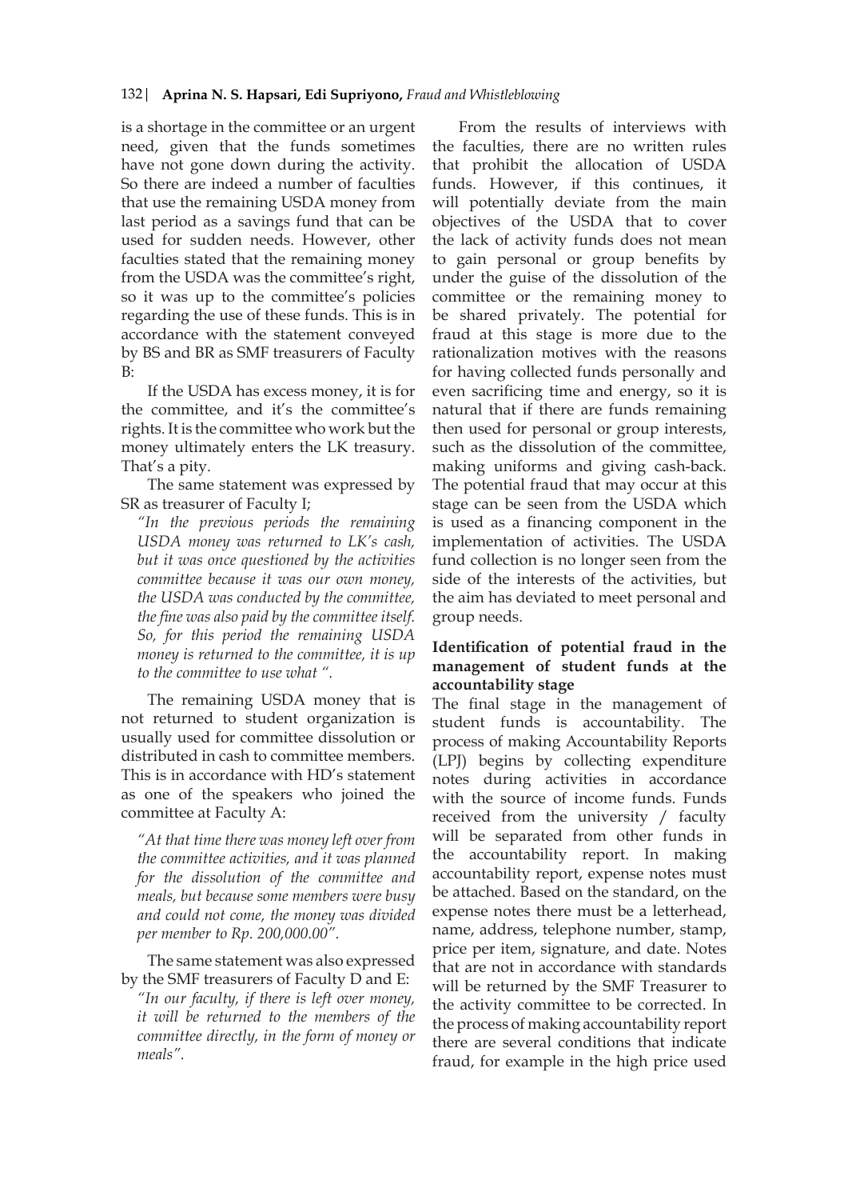is a shortage in the committee or an urgent need, given that the funds sometimes have not gone down during the activity. So there are indeed a number of faculties that use the remaining USDA money from last period as a savings fund that can be used for sudden needs. However, other faculties stated that the remaining money from the USDA was the committee's right, so it was up to the committee's policies regarding the use of these funds. This is in accordance with the statement conveyed by BS and BR as SMF treasurers of Faculty B:

If the USDA has excess money, it is for the committee, and it's the committee's rights. It is the committee who work but the money ultimately enters the LK treasury. That's a pity.

The same statement was expressed by SR as treasurer of Faculty I;

*"In the previous periods the remaining USDA money was returned to LK's cash, but it was once questioned by the activities committee because it was our own money, the USDA was conducted by the committee, the fine was also paid by the committee itself. So, for this period the remaining USDA money is returned to the committee, it is up to the committee to use what ".*

The remaining USDA money that is not returned to student organization is usually used for committee dissolution or distributed in cash to committee members. This is in accordance with HD's statement as one of the speakers who joined the committee at Faculty A:

*"At that time there was money left over from the committee activities, and it was planned for the dissolution of the committee and meals, but because some members were busy and could not come, the money was divided per member to Rp. 200,000.00".*

The same statement was also expressed by the SMF treasurers of Faculty D and E:

*"In our faculty, if there is left over money, it will be returned to the members of the committee directly, in the form of money or meals".*

From the results of interviews with the faculties, there are no written rules that prohibit the allocation of USDA funds. However, if this continues, it will potentially deviate from the main objectives of the USDA that to cover the lack of activity funds does not mean to gain personal or group benefits by under the guise of the dissolution of the committee or the remaining money to be shared privately. The potential for fraud at this stage is more due to the rationalization motives with the reasons for having collected funds personally and even sacrificing time and energy, so it is natural that if there are funds remaining then used for personal or group interests, such as the dissolution of the committee, making uniforms and giving cash-back. The potential fraud that may occur at this stage can be seen from the USDA which is used as a financing component in the implementation of activities. The USDA fund collection is no longer seen from the side of the interests of the activities, but the aim has deviated to meet personal and group needs.

**Identification of potential fraud in the management of student funds at the accountability stage**

The final stage in the management of student funds is accountability. The process of making Accountability Reports (LPJ) begins by collecting expenditure notes during activities in accordance with the source of income funds. Funds received from the university / faculty will be separated from other funds in the accountability report. In making accountability report, expense notes must be attached. Based on the standard, on the expense notes there must be a letterhead, name, address, telephone number, stamp, price per item, signature, and date. Notes that are not in accordance with standards will be returned by the SMF Treasurer to the activity committee to be corrected. In the process of making accountability report there are several conditions that indicate fraud, for example in the high price used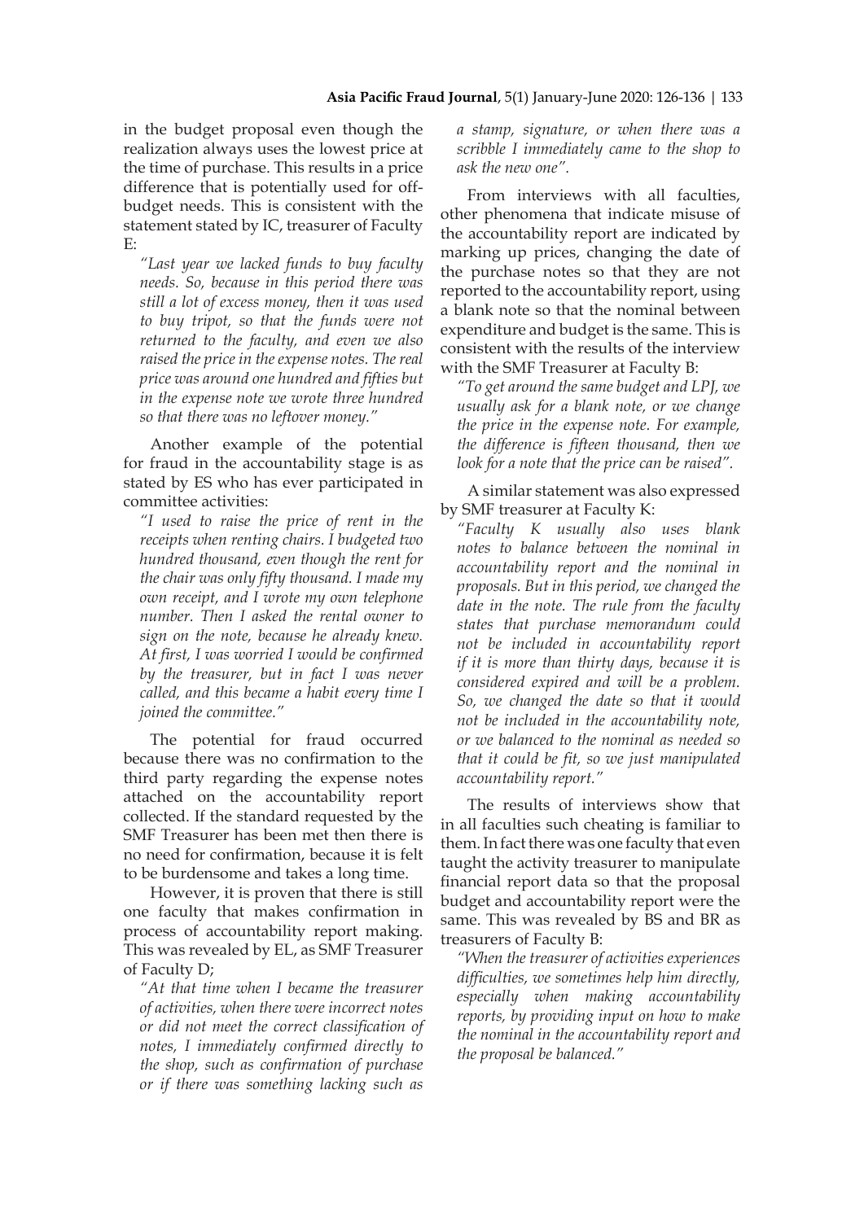in the budget proposal even though the realization always uses the lowest price at the time of purchase. This results in a price difference that is potentially used for off-budget needs. This is consistent with the statement stated by IC, treasurer of Faculty E:

> *"Last year we lacked funds to buy faculty needs. So, because in this period there was still a lot of excess money, then it was used to buy tripot, so that the funds were not returned to the faculty, and even we also raised the price in the expense notes. The real price was around one hundred and fifties but in the expense note we wrote three hundred so that there was no leftover money."*

Another example of the potential for fraud in the accountability stage is as stated by ES who has ever participated in committee activities:

> *"I used to raise the price of rent in the receipts when renting chairs. I budgeted two hundred thousand, even though the rent for the chair was only fifty thousand. I made my own receipt, and I wrote my own telephone number. Then I asked the rental owner to sign on the note, because he already knew. At first, I was worried I would be confirmed by the treasurer, but in fact I was never called, and this became a habit every time I joined the committee."*

The potential for fraud occurred because there was no confirmation to the third party regarding the expense notes attached on the accountability report collected. If the standard requested by the SMF Treasurer has been met then there is no need for confirmation, because it is felt to be burdensome and takes a long time.

However, it is proven that there is still one faculty that makes confirmation in process of accountability report making. This was revealed by EL, as SMF Treasurer of Faculty D;

> *"At that time when I became the treasurer of activities, when there were incorrect notes or did not meet the correct classification of notes, I immediately confirmed directly to the shop, such as confirmation of purchase or if there was something lacking such as a stamp, signature, or when there was a scribble I immediately came to the shop to ask the new one".*

From interviews with all faculties, other phenomena that indicate misuse of the accountability report are indicated by marking up prices, changing the date of the purchase notes so that they are not reported to the accountability report, using a blank note so that the nominal between expenditure and budget is the same. This is consistent with the results of the interview with the SMF Treasurer at Faculty B:

> *"To get around the same budget and LPJ, we usually ask for a blank note, or we change the price in the expense note. For example, the difference is fifteen thousand, then we look for a note that the price can be raised".*

A similar statement was also expressed by SMF treasurer at Faculty K:

> *"Faculty K usually also uses blank notes to balance between the nominal in accountability report and the nominal in proposals. But in this period, we changed the date in the note. The rule from the faculty states that purchase memorandum could not be included in accountability report if it is more than thirty days, because it is considered expired and will be a problem. So, we changed the date so that it would not be included in the accountability note, or we balanced to the nominal as needed so that it could be fit, so we just manipulated accountability report."*

The results of interviews show that in all faculties such cheating is familiar to them. In fact there was one faculty that even taught the activity treasurer to manipulate financial report data so that the proposal budget and accountability report were the same. This was revealed by BS and BR as treasurers of Faculty B:

> *"When the treasurer of activities experiences difficulties, we sometimes help him directly, especially when making accountability reports, by providing input on how to make the nominal in the accountability report and the proposal be balanced."*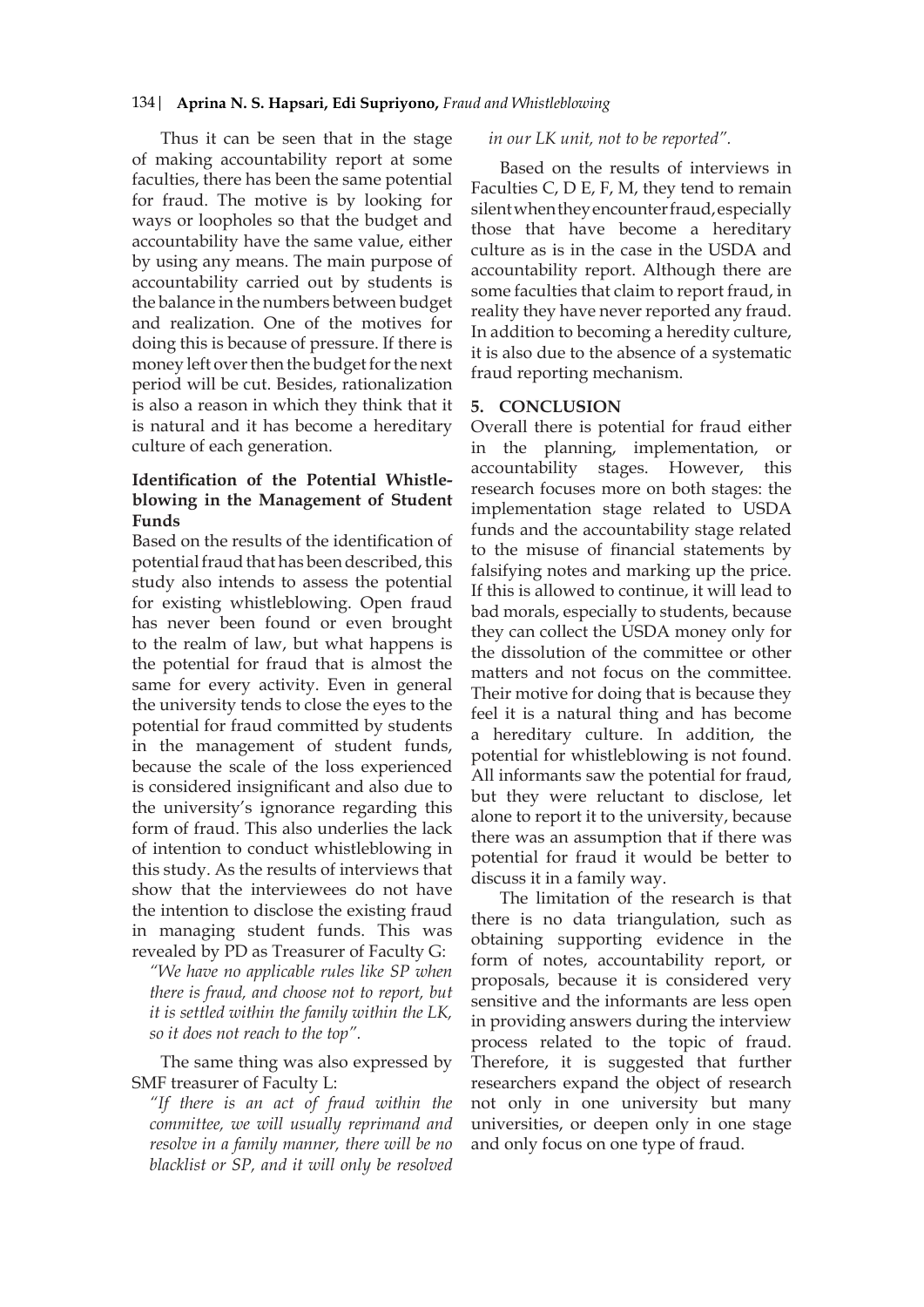Thus it can be seen that in the stage of making accountability report at some faculties, there has been the same potential for fraud. The motive is by looking for ways or loopholes so that the budget and accountability have the same value, either by using any means. The main purpose of accountability carried out by students is the balance in the numbers between budget and realization. One of the motives for doing this is because of pressure. If there is money left over then the budget for the next period will be cut. Besides, rationalization is also a reason in which they think that it is natural and it has become a hereditary culture of each generation.

### Identification of the Potential Whistle-blowing in the Management of Student Funds

Based on the results of the identification of potential fraud that has been described, this study also intends to assess the potential for existing whistleblowing. Open fraud has never been found or even brought to the realm of law, but what happens is the potential for fraud that is almost the same for every activity. Even in general the university tends to close the eyes to the potential for fraud committed by students in the management of student funds, because the scale of the loss experienced is considered insignificant and also due to the university's ignorance regarding this form of fraud. This also underlies the lack of intention to conduct whistleblowing in this study. As the results of interviews that show that the interviewees do not have the intention to disclose the existing fraud in managing student funds. This was revealed by PD as Treasurer of Faculty G:

*"We have no applicable rules like SP when there is fraud, and choose not to report, but it is settled within the family within the LK, so it does not reach to the top".*

The same thing was also expressed by SMF treasurer of Faculty L:

*"If there is an act of fraud within the committee, we will usually reprimand and resolve in a family manner, there will be no blacklist or SP, and it will only be resolved in our LK unit, not to be reported".*

Based on the results of interviews in Faculties C, D E, F, M, they tend to remain silent when they encounter fraud, especially those that have become a hereditary culture as is in the case in the USDA and accountability report. Although there are some faculties that claim to report fraud, in reality they have never reported any fraud. In addition to becoming a heredity culture, it is also due to the absence of a systematic fraud reporting mechanism.

## 5. CONCLUSION

Overall there is potential for fraud either in the planning, implementation, or accountability stages. However, this research focuses more on both stages: the implementation stage related to USDA funds and the accountability stage related to the misuse of financial statements by falsifying notes and marking up the price. If this is allowed to continue, it will lead to bad morals, especially to students, because they can collect the USDA money only for the dissolution of the committee or other matters and not focus on the committee. Their motive for doing that is because they feel it is a natural thing and has become a hereditary culture. In addition, the potential for whistleblowing is not found. All informants saw the potential for fraud, but they were reluctant to disclose, let alone to report it to the university, because there was an assumption that if there was potential for fraud it would be better to discuss it in a family way.

The limitation of the research is that there is no data triangulation, such as obtaining supporting evidence in the form of notes, accountability report, or proposals, because it is considered very sensitive and the informants are less open in providing answers during the interview process related to the topic of fraud. Therefore, it is suggested that further researchers expand the object of research not only in one university but many universities, or deepen only in one stage and only focus on one type of fraud.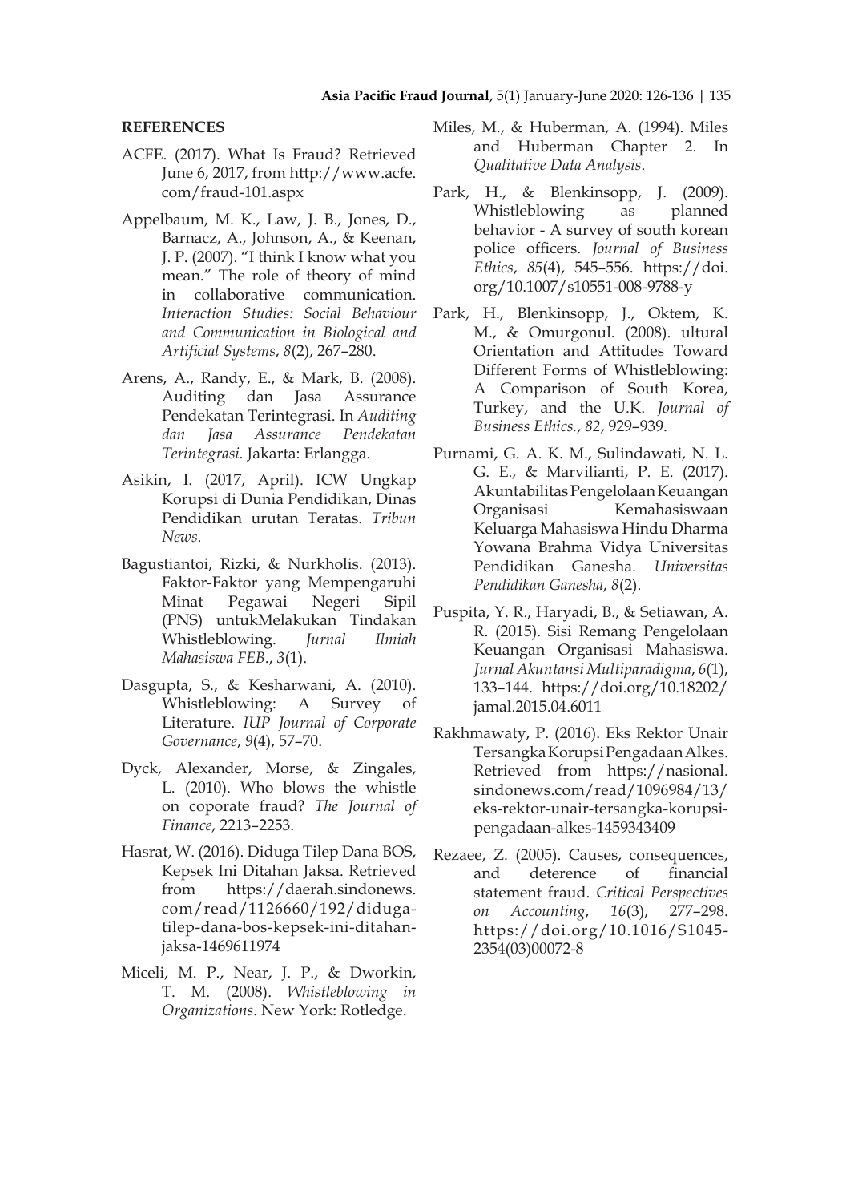## REFERENCES

ACFE. (2017). What Is Fraud? Retrieved June 6, 2017, from http://www.acfe.com/fraud-101.aspx

Appelbaum, M. K., Law, J. B., Jones, D., Barnacz, A., Johnson, A., & Keenan, J. P. (2007). "I think I know what you mean." The role of theory of mind in collaborative communication. *Interaction Studies: Social Behaviour and Communication in Biological and Artificial Systems*, *8*(2), 267–280.

Arens, A., Randy, E., & Mark, B. (2008). Auditing dan Jasa Assurance Pendekatan Terintegrasi. In *Auditing dan Jasa Assurance Pendekatan Terintegrasi.* Jakarta: Erlangga.

Asikin, I. (2017, April). ICW Ungkap Korupsi di Dunia Pendidikan, Dinas Pendidikan urutan Teratas. *Tribun News*.

Bagustiantoi, Rizki, & Nurkholis. (2013). Faktor-Faktor yang Mempengaruhi Minat Pegawai Negeri Sipil (PNS) untukMelakukan Tindakan Whistleblowing. *Jurnal Ilmiah Mahasiswa FEB.*, *3*(1).

Dasgupta, S., & Kesharwani, A. (2010). Whistleblowing: A Survey of Literature. *IUP Journal of Corporate Governance*, *9*(4), 57–70.

Dyck, Alexander, Morse, & Zingales, L. (2010). Who blows the whistle on coporate fraud? *The Journal of Finance*, 2213–2253.

Hasrat, W. (2016). Diduga Tilep Dana BOS, Kepsek Ini Ditahan Jaksa. Retrieved from https://daerah.sindonews.com/read/1126660/192/diduga-tilep-dana-bos-kepsek-ini-ditahan-jaksa-1469611974

Miceli, M. P., Near, J. P., & Dworkin, T. M. (2008). *Whistleblowing in Organizations*. New York: Rotledge.

Miles, M., & Huberman, A. (1994). Miles and Huberman Chapter 2. In *Qualitative Data Analysis*.

Park, H., & Blenkinsopp, J. (2009). Whistleblowing as planned behavior - A survey of south korean police officers. *Journal of Business Ethics*, *85*(4), 545–556. https://doi.org/10.1007/s10551-008-9788-y

Park, H., Blenkinsopp, J., Oktem, K. M., & Omurgonul. (2008). ultural Orientation and Attitudes Toward Different Forms of Whistleblowing: A Comparison of South Korea, Turkey, and the U.K. *Journal of Business Ethics.*, *82*, 929–939.

Purnami, G. A. K. M., Sulindawati, N. L. G. E., & Marvilianti, P. E. (2017). Akuntabilitas Pengelolaan Keuangan Organisasi Kemahasiswaan Keluarga Mahasiswa Hindu Dharma Yowana Brahma Vidya Universitas Pendidikan Ganesha. *Universitas Pendidikan Ganesha*, *8*(2).

Puspita, Y. R., Haryadi, B., & Setiawan, A. R. (2015). Sisi Remang Pengelolaan Keuangan Organisasi Mahasiswa. *Jurnal Akuntansi Multiparadigma*, *6*(1), 133–144. https://doi.org/10.18202/jamal.2015.04.6011

Rakhmawaty, P. (2016). Eks Rektor Unair Tersangka Korupsi Pengadaan Alkes. Retrieved from https://nasional.sindonews.com/read/1096984/13/eks-rektor-unair-tersangka-korupsi-pengadaan-alkes-1459343409

Rezaee, Z. (2005). Causes, consequences, and deterence of financial statement fraud. *Critical Perspectives on Accounting*, *16*(3), 277–298. https://doi.org/10.1016/S1045-2354(03)00072-8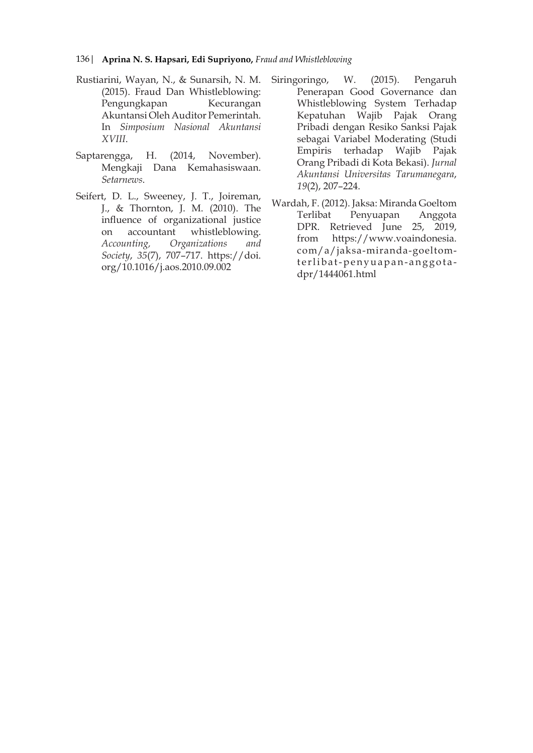Rustiarini, Wayan, N., & Sunarsih, N. M. (2015). Fraud Dan Whistleblowing: Pengungkapan Kecurangan Akuntansi Oleh Auditor Pemerintah. In *Simposium Nasional Akuntansi XVIII*.

Saptarengga, H. (2014, November). Mengkaji Dana Kemahasiswaan. *Setarnews*.

Seifert, D. L., Sweeney, J. T., Joireman, J., & Thornton, J. M. (2010). The influence of organizational justice on accountant whistleblowing. *Accounting, Organizations and Society*, *35*(7), 707–717. https://doi.org/10.1016/j.aos.2010.09.002

Siringoringo, W. (2015). Pengaruh Penerapan Good Governance dan Whistleblowing System Terhadap Kepatuhan Wajib Pajak Orang Pribadi dengan Resiko Sanksi Pajak sebagai Variabel Moderating (Studi Empiris terhadap Wajib Pajak Orang Pribadi di Kota Bekasi). *Jurnal Akuntansi Universitas Tarumanegara*, *19*(2), 207–224.

Wardah, F. (2012). Jaksa: Miranda Goeltom Terlibat Penyuapan Anggota DPR. Retrieved June 25, 2019, from https://www.voaindonesia.com/a/jaksa-miranda-goeltom-terlibat-penyuapan-anggota-dpr/1444061.html